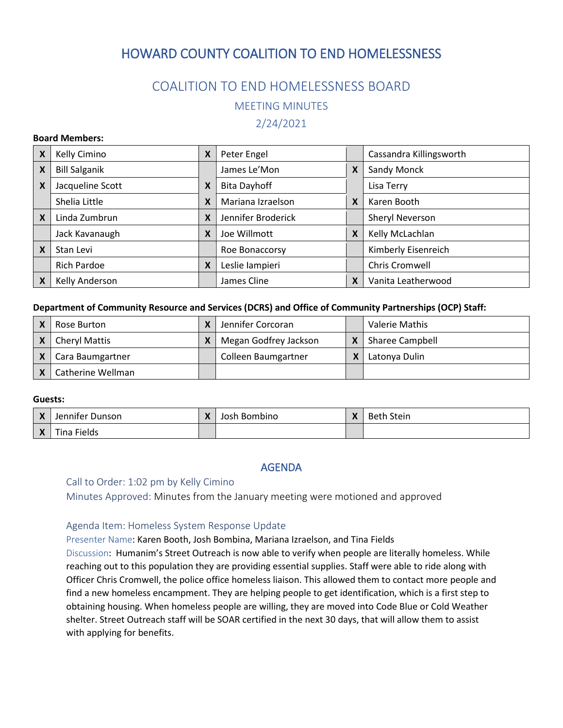# HOWARD COUNTY COALITION TO END HOMELESSNESS

## COALITION TO END HOMELESSNESS BOARD

### MEETING MINUTES

### 2/24/2021

**Board Members:**

| | | | | | |
|---|---|---|---|---|---|
| X | Kelly Cimino | X | Peter Engel | | Cassandra Killingsworth |
| X | Bill Salganik | | James Le'Mon | X | Sandy Monck |
| X | Jacqueline Scott | X | Bita Dayhoff | | Lisa Terry |
| | Shelia Little | X | Mariana Izraelson | X | Karen Booth |
| X | Linda Zumbrun | X | Jennifer Broderick | | Sheryl Neverson |
| | Jack Kavanaugh | X | Joe Willmott | X | Kelly McLachlan |
| X | Stan Levi | | Roe Bonaccorsy | | Kimberly Eisenreich |
| | Rich Pardoe | X | Leslie Iampieri | | Chris Cromwell |
| X | Kelly Anderson | | James Cline | X | Vanita Leatherwood |

**Department of Community Resource and Services (DCRS) and Office of Community Partnerships (OCP) Staff:**

| | | | | | |
|---|---|---|---|---|---|
| X | Rose Burton | X | Jennifer Corcoran | | Valerie Mathis |
| X | Cheryl Mattis | X | Megan Godfrey Jackson | X | Sharee Campbell |
| X | Cara Baumgartner | | Colleen Baumgartner | X | Latonya Dulin |
| X | Catherine Wellman | | | | |

**Guests:**

| | | | | | |
|---|---|---|---|---|---|
| X | Jennifer Dunson | X | Josh Bombino | X | Beth Stein |
| X | Tina Fields | | | | |

## AGENDA

Call to Order: 1:02 pm by Kelly Cimino

Minutes Approved: Minutes from the January meeting were motioned and approved

### Agenda Item: Homeless System Response Update

Presenter Name: Karen Booth, Josh Bombina, Mariana Izraelson, and Tina Fields

Discussion: Humanim's Street Outreach is now able to verify when people are literally homeless. While reaching out to this population they are providing essential supplies. Staff were able to ride along with Officer Chris Cromwell, the police office homeless liaison. This allowed them to contact more people and find a new homeless encampment. They are helping people to get identification, which is a first step to obtaining housing. When homeless people are willing, they are moved into Code Blue or Cold Weather shelter. Street Outreach staff will be SOAR certified in the next 30 days, that will allow them to assist with applying for benefits.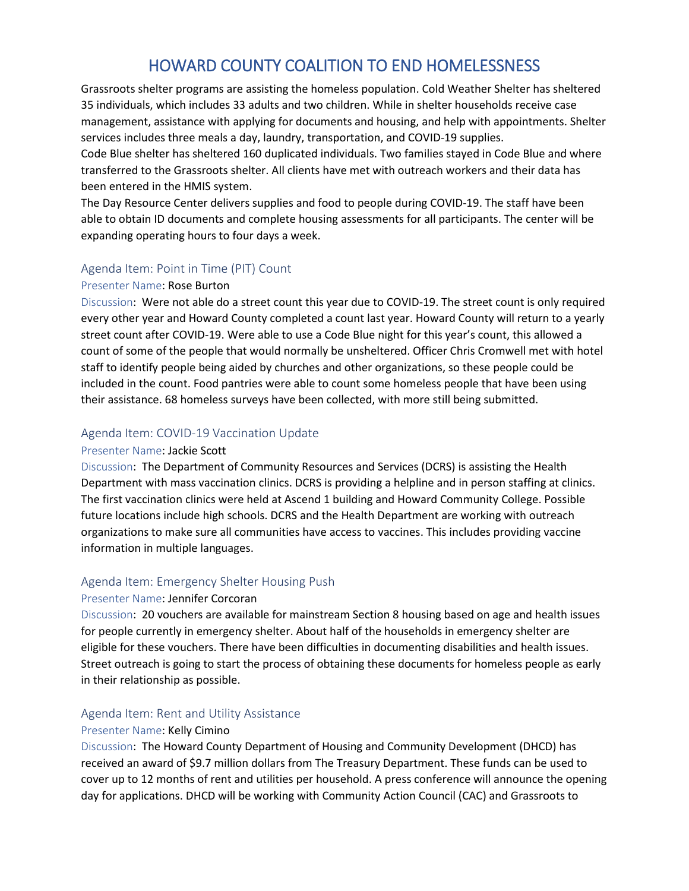# HOWARD COUNTY COALITION TO END HOMELESSNESS

Grassroots shelter programs are assisting the homeless population. Cold Weather Shelter has sheltered 35 individuals, which includes 33 adults and two children. While in shelter households receive case management, assistance with applying for documents and housing, and help with appointments. Shelter services includes three meals a day, laundry, transportation, and COVID-19 supplies.

Code Blue shelter has sheltered 160 duplicated individuals. Two families stayed in Code Blue and where transferred to the Grassroots shelter. All clients have met with outreach workers and their data has been entered in the HMIS system.

The Day Resource Center delivers supplies and food to people during COVID-19. The staff have been able to obtain ID documents and complete housing assessments for all participants. The center will be expanding operating hours to four days a week.

## Agenda Item: Point in Time (PIT) Count

Presenter Name: **Rose Burton**

Discussion: Were not able do a street count this year due to COVID-19. The street count is only required every other year and Howard County completed a count last year. Howard County will return to a yearly street count after COVID-19. Were able to use a Code Blue night for this year's count, this allowed a count of some of the people that would normally be unsheltered. Officer Chris Cromwell met with hotel staff to identify people being aided by churches and other organizations, so these people could be included in the count. Food pantries were able to count some homeless people that have been using their assistance. 68 homeless surveys have been collected, with more still being submitted.

## Agenda Item: COVID-19 Vaccination Update

Presenter Name: **Jackie Scott**

Discussion: The Department of Community Resources and Services (DCRS) is assisting the Health Department with mass vaccination clinics. DCRS is providing a helpline and in person staffing at clinics. The first vaccination clinics were held at Ascend 1 building and Howard Community College. Possible future locations include high schools. DCRS and the Health Department are working with outreach organizations to make sure all communities have access to vaccines. This includes providing vaccine information in multiple languages.

## Agenda Item: Emergency Shelter Housing Push

Presenter Name: **Jennifer Corcoran**

Discussion: 20 vouchers are available for mainstream Section 8 housing based on age and health issues for people currently in emergency shelter. About half of the households in emergency shelter are eligible for these vouchers. There have been difficulties in documenting disabilities and health issues. Street outreach is going to start the process of obtaining these documents for homeless people as early in their relationship as possible.

## Agenda Item: Rent and Utility Assistance

Presenter Name: **Kelly Cimino**

Discussion: The Howard County Department of Housing and Community Development (DHCD) has received an award of $9.7 million dollars from The Treasury Department. These funds can be used to cover up to 12 months of rent and utilities per household. A press conference will announce the opening day for applications. DHCD will be working with Community Action Council (CAC) and Grassroots to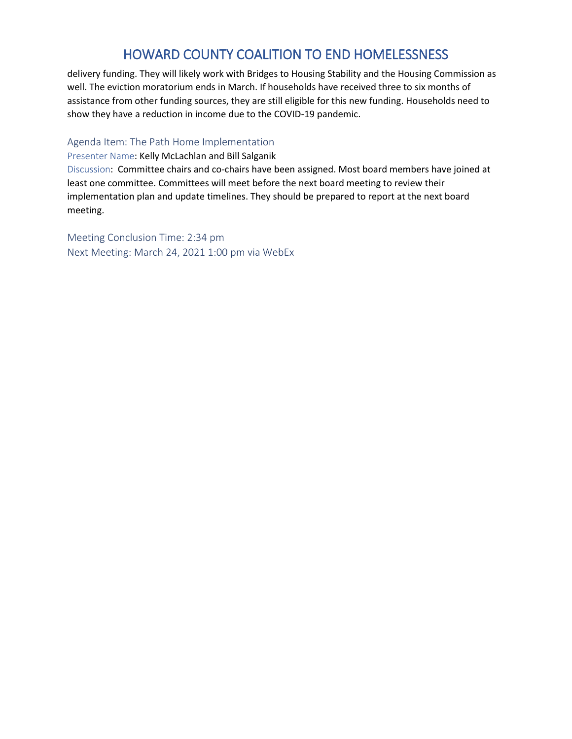delivery funding. They will likely work with Bridges to Housing Stability and the Housing Commission as well. The eviction moratorium ends in March. If households have received three to six months of assistance from other funding sources, they are still eligible for this new funding. Households need to show they have a reduction in income due to the COVID-19 pandemic.

### Agenda Item: The Path Home Implementation

Presenter Name: Kelly McLachlan and Bill Salganik

Discussion: Committee chairs and co-chairs have been assigned. Most board members have joined at least one committee. Committees will meet before the next board meeting to review their implementation plan and update timelines. They should be prepared to report at the next board meeting.

Meeting Conclusion Time: 2:34 pm

Next Meeting: March 24, 2021 1:00 pm via WebEx